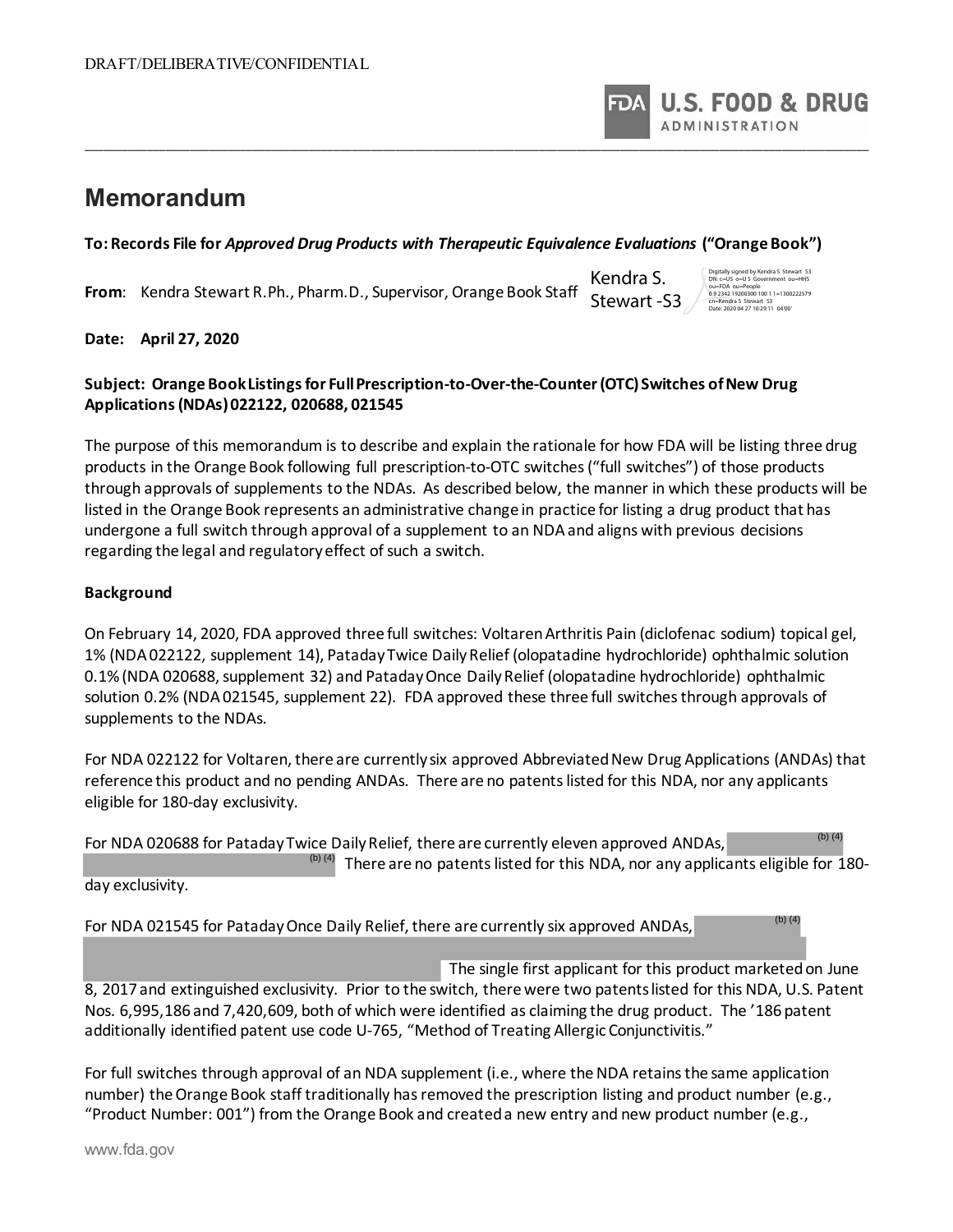DRAFT/DELIBERATIVE/CONFIDENTIAL

# Memorandum

**To: Records File for *Approved Drug Products with Therapeutic Equivalence Evaluations* ("Orange Book")**

**From**: Kendra Stewart R.Ph., Pharm.D., Supervisor, Orange Book Staff

Kendra S. Stewart -S3

Digitally signed by Kendra S. Stewart -S3
DN: c=US, o=U.S. Government, ou=HHS, ou=FDA, ou=People, 0.9.2342.19200300.100.1.1=1300222579, cn=Kendra S. Stewart -S3
Date: 2020.04.27 10:29:11 -04'00'

**Date: April 27, 2020**

**Subject: Orange Book Listings for Full Prescription-to-Over-the-Counter (OTC) Switches of New Drug Applications (NDAs) 022122, 020688, 021545**

The purpose of this memorandum is to describe and explain the rationale for how FDA will be listing three drug products in the Orange Book following full prescription-to-OTC switches ("full switches") of those products through approvals of supplements to the NDAs. As described below, the manner in which these products will be listed in the Orange Book represents an administrative change in practice for listing a drug product that has undergone a full switch through approval of a supplement to an NDA and aligns with previous decisions regarding the legal and regulatory effect of such a switch.

**Background**

On February 14, 2020, FDA approved three full switches: Voltaren Arthritis Pain (diclofenac sodium) topical gel, 1% (NDA 022122, supplement 14), Pataday Twice Daily Relief (olopatadine hydrochloride) ophthalmic solution 0.1% (NDA 020688, supplement 32) and Pataday Once Daily Relief (olopatadine hydrochloride) ophthalmic solution 0.2% (NDA 021545, supplement 22). FDA approved these three full switches through approvals of supplements to the NDAs.

For NDA 022122 for Voltaren, there are currently six approved Abbreviated New Drug Applications (ANDAs) that reference this product and no pending ANDAs. There are no patents listed for this NDA, nor any applicants eligible for 180-day exclusivity.

For NDA 020688 for Pataday Twice Daily Relief, there are currently eleven approved ANDAs, (b) (4) (b) (4) There are no patents listed for this NDA, nor any applicants eligible for 180-day exclusivity.

For NDA 021545 for Pataday Once Daily Relief, there are currently six approved ANDAs, (b) (4) The single first applicant for this product marketed on June 8, 2017 and extinguished exclusivity. Prior to the switch, there were two patents listed for this NDA, U.S. Patent Nos. 6,995,186 and 7,420,609, both of which were identified as claiming the drug product. The '186 patent additionally identified patent use code U-765, "Method of Treating Allergic Conjunctivitis."

For full switches through approval of an NDA supplement (i.e., where the NDA retains the same application number) the Orange Book staff traditionally has removed the prescription listing and product number (e.g., "Product Number: 001") from the Orange Book and created a new entry and new product number (e.g.,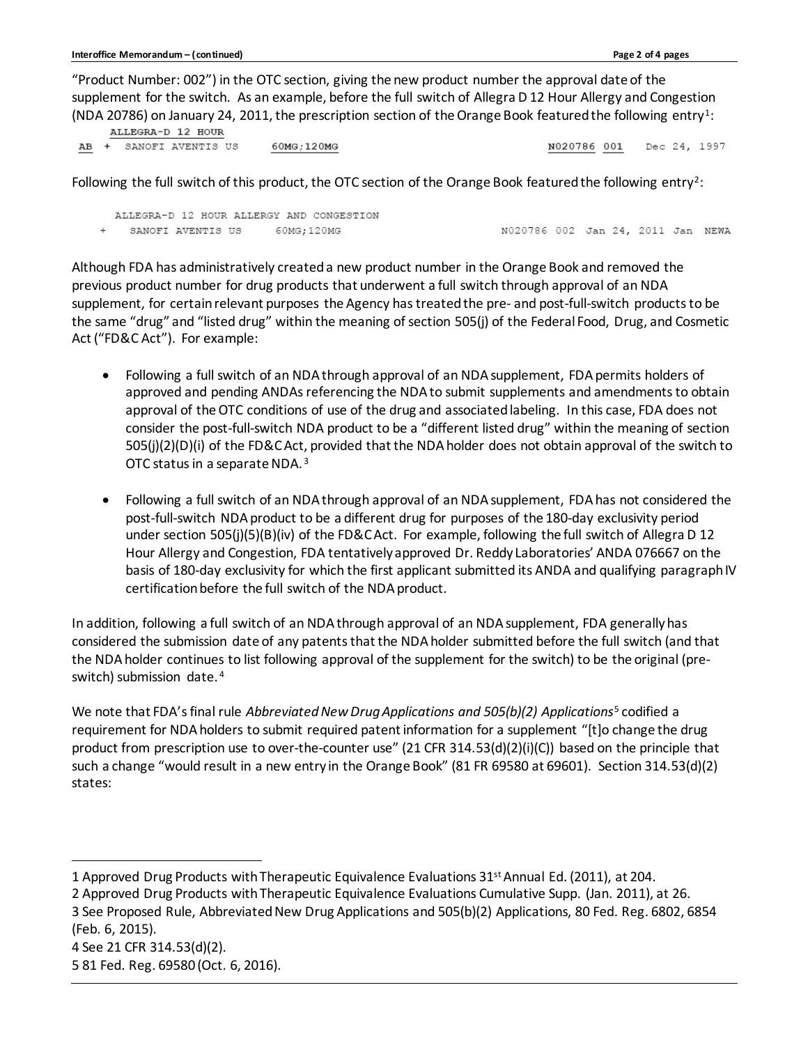"Product Number: 002") in the OTC section, giving the new product number the approval date of the supplement for the switch. As an example, before the full switch of Allegra D 12 Hour Allergy and Congestion (NDA 20786) on January 24, 2011, the prescription section of the Orange Book featured the following entry[1]:

```
     ALLEGRA-D 12 HOUR
AB  + SANOFI AVENTIS US      60MG;120MG                    N020786 001    Dec 24, 1997
```

Following the full switch of this product, the OTC section of the Orange Book featured the following entry[2]:

```
     ALLEGRA-D 12 HOUR ALLERGY AND CONGESTION
  +   SANOFI AVENTIS US      60MG;120MG                    N020786 002  Jan 24, 2011 Jan  NEWA
```

Although FDA has administratively created a new product number in the Orange Book and removed the previous product number for drug products that underwent a full switch through approval of an NDA supplement, for certain relevant purposes the Agency has treated the pre- and post-full-switch products to be the same "drug" and "listed drug" within the meaning of section 505(j) of the Federal Food, Drug, and Cosmetic Act ("FD&C Act"). For example:

- Following a full switch of an NDA through approval of an NDA supplement, FDA permits holders of approved and pending ANDAs referencing the NDA to submit supplements and amendments to obtain approval of the OTC conditions of use of the drug and associated labeling. In this case, FDA does not consider the post-full-switch NDA product to be a "different listed drug" within the meaning of section 505(j)(2)(D)(i) of the FD&C Act, provided that the NDA holder does not obtain approval of the switch to OTC status in a separate NDA.[3]
- Following a full switch of an NDA through approval of an NDA supplement, FDA has not considered the post-full-switch NDA product to be a different drug for purposes of the 180-day exclusivity period under section 505(j)(5)(B)(iv) of the FD&C Act. For example, following the full switch of Allegra D 12 Hour Allergy and Congestion, FDA tentatively approved Dr. Reddy Laboratories' ANDA 076667 on the basis of 180-day exclusivity for which the first applicant submitted its ANDA and qualifying paragraph IV certification before the full switch of the NDA product.

In addition, following a full switch of an NDA through approval of an NDA supplement, FDA generally has considered the submission date of any patents that the NDA holder submitted before the full switch (and that the NDA holder continues to list following approval of the supplement for the switch) to be the original (pre-switch) submission date.[4]

We note that FDA's final rule *Abbreviated New Drug Applications and 505(b)(2) Applications*[5] codified a requirement for NDA holders to submit required patent information for a supplement "[t]o change the drug product from prescription use to over-the-counter use" (21 CFR 314.53(d)(2)(i)(C)) based on the principle that such a change "would result in a new entry in the Orange Book" (81 FR 69580 at 69601). Section 314.53(d)(2) states:

---

1 Approved Drug Products with Therapeutic Equivalence Evaluations 31st Annual Ed. (2011), at 204.

2 Approved Drug Products with Therapeutic Equivalence Evaluations Cumulative Supp. (Jan. 2011), at 26.

3 See Proposed Rule, Abbreviated New Drug Applications and 505(b)(2) Applications, 80 Fed. Reg. 6802, 6854 (Feb. 6, 2015).

4 See 21 CFR 314.53(d)(2).

5 81 Fed. Reg. 69580 (Oct. 6, 2016).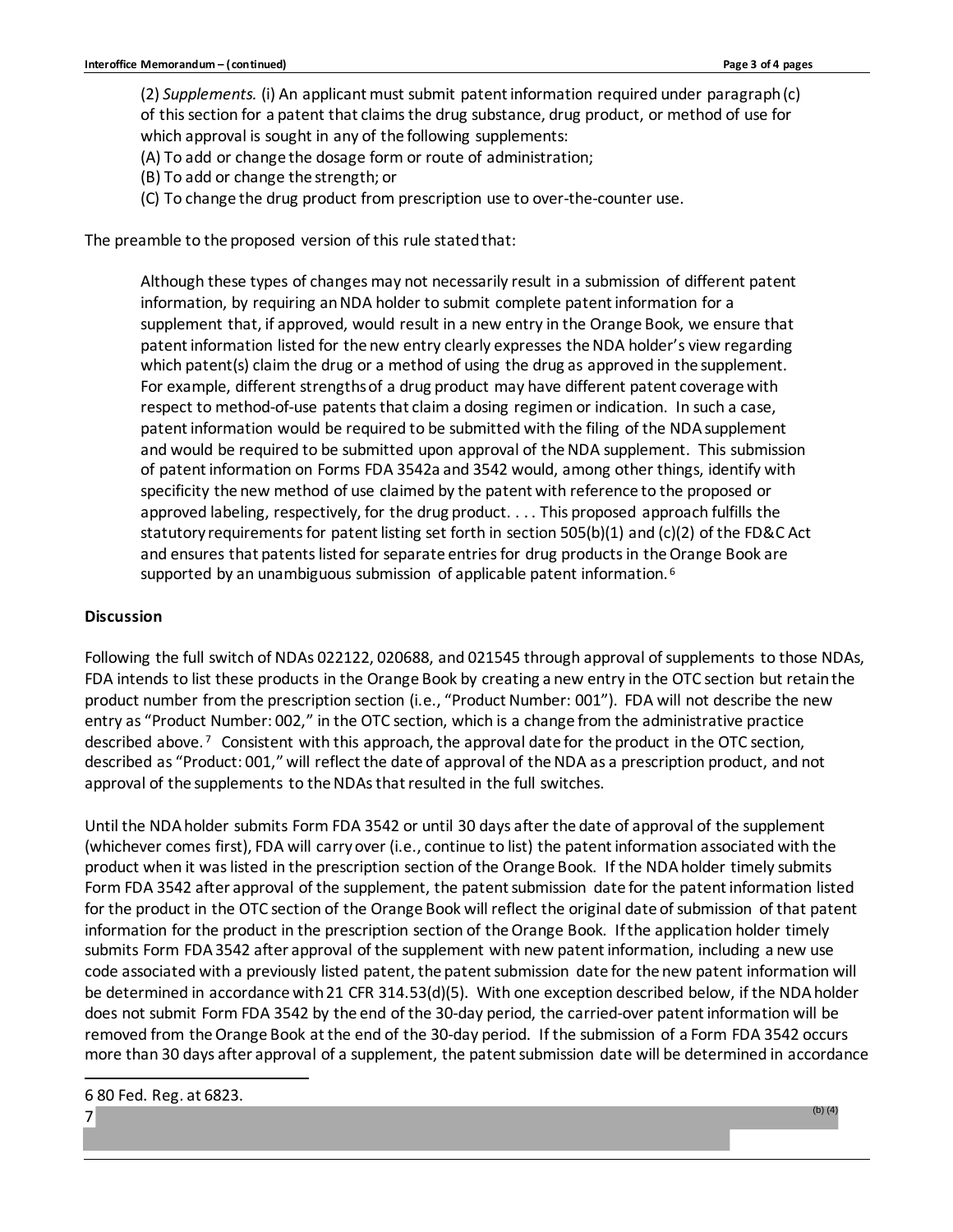(2) *Supplements.* (i) An applicant must submit patent information required under paragraph (c) of this section for a patent that claims the drug substance, drug product, or method of use for which approval is sought in any of the following supplements:

(A) To add or change the dosage form or route of administration;

(B) To add or change the strength; or

(C) To change the drug product from prescription use to over-the-counter use.

The preamble to the proposed version of this rule stated that:

> Although these types of changes may not necessarily result in a submission of different patent information, by requiring an NDA holder to submit complete patent information for a supplement that, if approved, would result in a new entry in the Orange Book, we ensure that patent information listed for the new entry clearly expresses the NDA holder's view regarding which patent(s) claim the drug or a method of using the drug as approved in the supplement. For example, different strengths of a drug product may have different patent coverage with respect to method-of-use patents that claim a dosing regimen or indication. In such a case, patent information would be required to be submitted with the filing of the NDA supplement and would be required to be submitted upon approval of the NDA supplement. This submission of patent information on Forms FDA 3542a and 3542 would, among other things, identify with specificity the new method of use claimed by the patent with reference to the proposed or approved labeling, respectively, for the drug product. . . . This proposed approach fulfills the statutory requirements for patent listing set forth in section 505(b)(1) and (c)(2) of the FD&C Act and ensures that patents listed for separate entries for drug products in the Orange Book are supported by an unambiguous submission of applicable patent information.[6]

**Discussion**

Following the full switch of NDAs 022122, 020688, and 021545 through approval of supplements to those NDAs, FDA intends to list these products in the Orange Book by creating a new entry in the OTC section but retain the product number from the prescription section (i.e., "Product Number: 001"). FDA will not describe the new entry as "Product Number: 002," in the OTC section, which is a change from the administrative practice described above.[7] Consistent with this approach, the approval date for the product in the OTC section, described as "Product: 001," will reflect the date of approval of the NDA as a prescription product, and not approval of the supplements to the NDAs that resulted in the full switches.

Until the NDA holder submits Form FDA 3542 or until 30 days after the date of approval of the supplement (whichever comes first), FDA will carry over (i.e., continue to list) the patent information associated with the product when it was listed in the prescription section of the Orange Book. If the NDA holder timely submits Form FDA 3542 after approval of the supplement, the patent submission date for the patent information listed for the product in the OTC section of the Orange Book will reflect the original date of submission of that patent information for the product in the prescription section of the Orange Book. If the application holder timely submits Form FDA 3542 after approval of the supplement with new patent information, including a new use code associated with a previously listed patent, the patent submission date for the new patent information will be determined in accordance with 21 CFR 314.53(d)(5). With one exception described below, if the NDA holder does not submit Form FDA 3542 by the end of the 30-day period, the carried-over patent information will be removed from the Orange Book at the end of the 30-day period. If the submission of a Form FDA 3542 occurs more than 30 days after approval of a supplement, the patent submission date will be determined in accordance

---

6 80 Fed. Reg. at 6823.

7 (b) (4)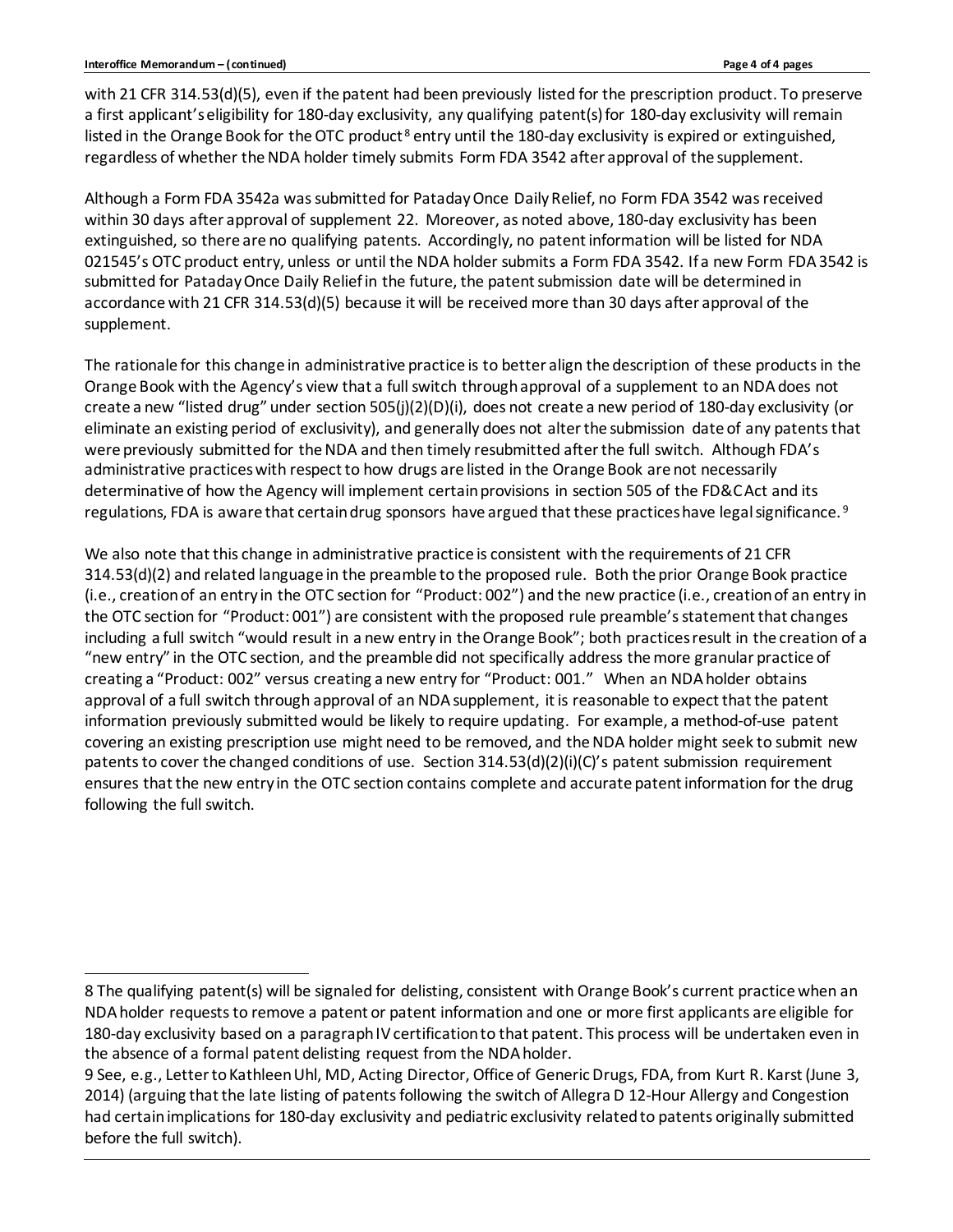with 21 CFR 314.53(d)(5), even if the patent had been previously listed for the prescription product. To preserve a first applicant's eligibility for 180-day exclusivity, any qualifying patent(s) for 180-day exclusivity will remain listed in the Orange Book for the OTC product[8] entry until the 180-day exclusivity is expired or extinguished, regardless of whether the NDA holder timely submits Form FDA 3542 after approval of the supplement.

Although a Form FDA 3542a was submitted for Pataday Once Daily Relief, no Form FDA 3542 was received within 30 days after approval of supplement 22. Moreover, as noted above, 180-day exclusivity has been extinguished, so there are no qualifying patents. Accordingly, no patent information will be listed for NDA 021545's OTC product entry, unless or until the NDA holder submits a Form FDA 3542. If a new Form FDA 3542 is submitted for Pataday Once Daily Relief in the future, the patent submission date will be determined in accordance with 21 CFR 314.53(d)(5) because it will be received more than 30 days after approval of the supplement.

The rationale for this change in administrative practice is to better align the description of these products in the Orange Book with the Agency's view that a full switch through approval of a supplement to an NDA does not create a new "listed drug" under section 505(j)(2)(D)(i), does not create a new period of 180-day exclusivity (or eliminate an existing period of exclusivity), and generally does not alter the submission date of any patents that were previously submitted for the NDA and then timely resubmitted after the full switch. Although FDA's administrative practices with respect to how drugs are listed in the Orange Book are not necessarily determinative of how the Agency will implement certain provisions in section 505 of the FD&C Act and its regulations, FDA is aware that certain drug sponsors have argued that these practices have legal significance.[9]

We also note that this change in administrative practice is consistent with the requirements of 21 CFR 314.53(d)(2) and related language in the preamble to the proposed rule. Both the prior Orange Book practice (i.e., creation of an entry in the OTC section for "Product: 002") and the new practice (i.e., creation of an entry in the OTC section for "Product: 001") are consistent with the proposed rule preamble's statement that changes including a full switch "would result in a new entry in the Orange Book"; both practices result in the creation of a "new entry" in the OTC section, and the preamble did not specifically address the more granular practice of creating a "Product: 002" versus creating a new entry for "Product: 001." When an NDA holder obtains approval of a full switch through approval of an NDA supplement, it is reasonable to expect that the patent information previously submitted would be likely to require updating. For example, a method-of-use patent covering an existing prescription use might need to be removed, and the NDA holder might seek to submit new patents to cover the changed conditions of use. Section 314.53(d)(2)(i)(C)'s patent submission requirement ensures that the new entry in the OTC section contains complete and accurate patent information for the drug following the full switch.

---

[8] The qualifying patent(s) will be signaled for delisting, consistent with Orange Book's current practice when an NDA holder requests to remove a patent or patent information and one or more first applicants are eligible for 180-day exclusivity based on a paragraph IV certification to that patent. This process will be undertaken even in the absence of a formal patent delisting request from the NDA holder.

[9] See, e.g., Letter to Kathleen Uhl, MD, Acting Director, Office of Generic Drugs, FDA, from Kurt R. Karst (June 3, 2014) (arguing that the late listing of patents following the switch of Allegra D 12-Hour Allergy and Congestion had certain implications for 180-day exclusivity and pediatric exclusivity related to patents originally submitted before the full switch).